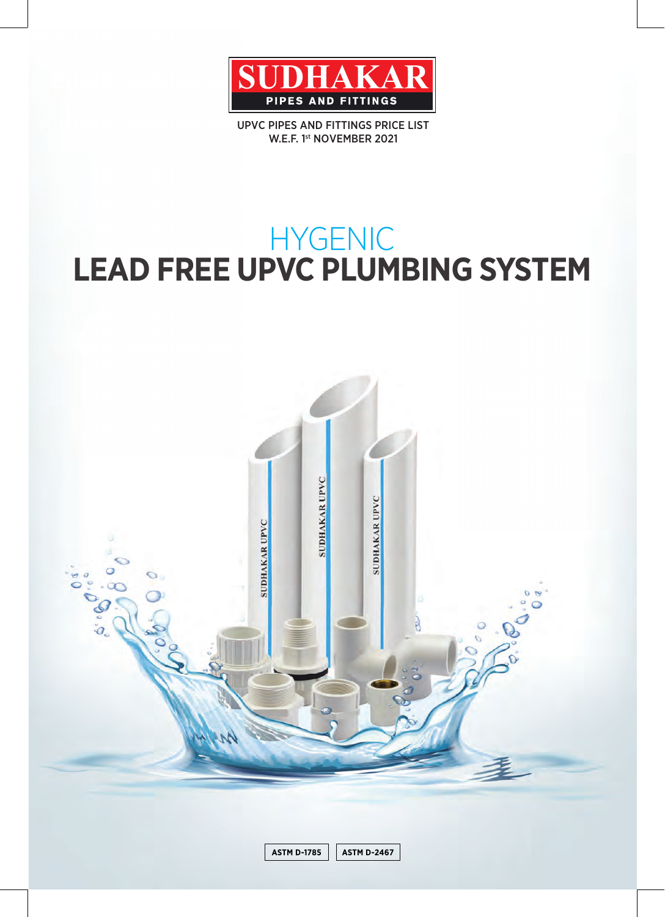# SUDHAKAR

**PIPES AND FITTINGS**

UPVC PIPES AND FITTINGS PRICE LIST
W.E.F. 1st NOVEMBER 2021

# HYGENIC
# LEAD FREE UPVC PLUMBING SYSTEM

ASTM D-1785 | ASTM D-2467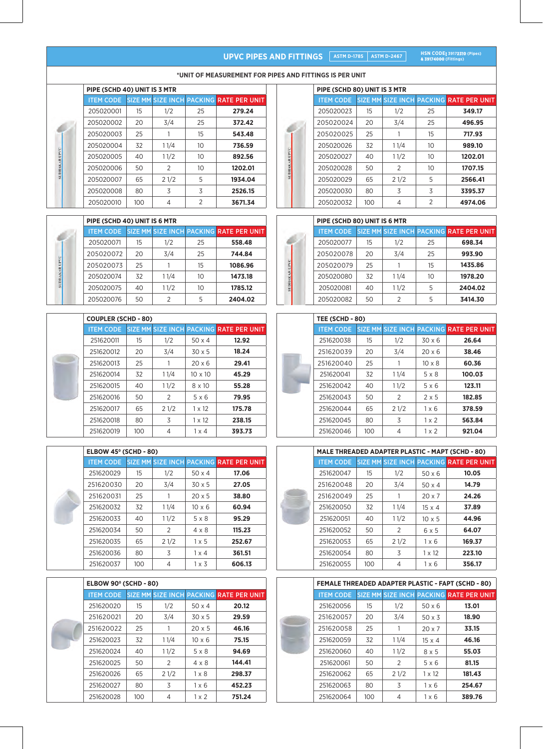# UPVC PIPES AND FITTINGS

ASTM D-1785 | ASTM D-2467

HSN CODE: 39172310 (Pipes) & 39174000 (Fittings)

***UNIT OF MEASUREMENT FOR PIPES AND FITTINGS IS PER UNIT**

### PIPE (SCHD 40) UNIT IS 3 MTR

| ITEM CODE | SIZE MM | SIZE INCH | PACKING | RATE PER UNIT |
|---|---|---|---|---|
| 205020001 | 15 | 1/2 | 25 | **279.24** |
| 205020002 | 20 | 3/4 | 25 | **372.42** |
| 205020003 | 25 | 1 | 15 | **543.48** |
| 205020004 | 32 | 1 1/4 | 10 | **736.59** |
| 205020005 | 40 | 1 1/2 | 10 | **892.56** |
| 205020006 | 50 | 2 | 10 | **1202.01** |
| 205020007 | 65 | 2 1/2 | 5 | **1934.04** |
| 205020008 | 80 | 3 | 3 | **2526.15** |
| 205020010 | 100 | 4 | 2 | **3671.34** |

### PIPE (SCHD 80) UNIT IS 3 MTR

| ITEM CODE | SIZE MM | SIZE INCH | PACKING | RATE PER UNIT |
|---|---|---|---|---|
| 205020023 | 15 | 1/2 | 25 | **349.17** |
| 205020024 | 20 | 3/4 | 25 | **496.95** |
| 205020025 | 25 | 1 | 15 | **717.93** |
| 205020026 | 32 | 1 1/4 | 10 | **989.10** |
| 205020027 | 40 | 1 1/2 | 10 | **1202.01** |
| 205020028 | 50 | 2 | 10 | **1707.15** |
| 205020029 | 65 | 2 1/2 | 5 | **2566.41** |
| 205020030 | 80 | 3 | 3 | **3395.37** |
| 205020032 | 100 | 4 | 2 | **4974.06** |

### PIPE (SCHD 40) UNIT IS 6 MTR

| ITEM CODE | SIZE MM | SIZE INCH | PACKING | RATE PER UNIT |
|---|---|---|---|---|
| 205020071 | 15 | 1/2 | 25 | **558.48** |
| 205020072 | 20 | 3/4 | 25 | **744.84** |
| 205020073 | 25 | 1 | 15 | **1086.96** |
| 205020074 | 32 | 1 1/4 | 10 | **1473.18** |
| 205020075 | 40 | 1 1/2 | 10 | **1785.12** |
| 205020076 | 50 | 2 | 5 | **2404.02** |

### PIPE (SCHD 80) UNIT IS 6 MTR

| ITEM CODE | SIZE MM | SIZE INCH | PACKING | RATE PER UNIT |
|---|---|---|---|---|
| 205020077 | 15 | 1/2 | 25 | **698.34** |
| 205020078 | 20 | 3/4 | 25 | **993.90** |
| 205020079 | 25 | 1 | 15 | **1435.86** |
| 205020080 | 32 | 1 1/4 | 10 | **1978.20** |
| 205020081 | 40 | 1 1/2 | 5 | **2404.02** |
| 205020082 | 50 | 2 | 5 | **3414.30** |

### COUPLER (SCHD - 80)

| ITEM CODE | SIZE MM | SIZE INCH | PACKING | RATE PER UNIT |
|---|---|---|---|---|
| 251620011 | 15 | 1/2 | 50 x 4 | **12.92** |
| 251620012 | 20 | 3/4 | 30 x 5 | **18.24** |
| 251620013 | 25 | 1 | 20 x 6 | **29.41** |
| 251620014 | 32 | 1 1/4 | 10 x 10 | **45.29** |
| 251620015 | 40 | 1 1/2 | 8 x 10 | **55.28** |
| 251620016 | 50 | 2 | 5 x 6 | **79.95** |
| 251620017 | 65 | 2 1/2 | 1 x 12 | **175.78** |
| 251620018 | 80 | 3 | 1 x 12 | **238.15** |
| 251620019 | 100 | 4 | 1 x 4 | **393.73** |

### TEE (SCHD - 80)

| ITEM CODE | SIZE MM | SIZE INCH | PACKING | RATE PER UNIT |
|---|---|---|---|---|
| 251620038 | 15 | 1/2 | 30 x 6 | **26.64** |
| 251620039 | 20 | 3/4 | 20 x 6 | **38.46** |
| 251620040 | 25 | 1 | 10 x 8 | **60.36** |
| 251620041 | 32 | 1 1/4 | 5 x 8 | **100.03** |
| 251620042 | 40 | 1 1/2 | 5 x 6 | **123.11** |
| 251620043 | 50 | 2 | 2 x 5 | **182.85** |
| 251620044 | 65 | 2 1/2 | 1 x 6 | **378.59** |
| 251620045 | 80 | 3 | 1 x 2 | **563.84** |
| 251620046 | 100 | 4 | 1 x 2 | **921.04** |

### ELBOW 45º (SCHD - 80)

| ITEM CODE | SIZE MM | SIZE INCH | PACKING | RATE PER UNIT |
|---|---|---|---|---|
| 251620029 | 15 | 1/2 | 50 x 4 | **17.06** |
| 251620030 | 20 | 3/4 | 30 x 5 | **27.05** |
| 251620031 | 25 | 1 | 20 x 5 | **38.80** |
| 251620032 | 32 | 1 1/4 | 10 x 6 | **60.94** |
| 251620033 | 40 | 1 1/2 | 5 x 8 | **95.29** |
| 251620034 | 50 | 2 | 4 x 8 | **115.23** |
| 251620035 | 65 | 2 1/2 | 1 x 5 | **252.67** |
| 251620036 | 80 | 3 | 1 x 4 | **361.51** |
| 251620037 | 100 | 4 | 1 x 3 | **606.13** |

### MALE THREADED ADAPTER PLASTIC - MAPT (SCHD - 80)

| ITEM CODE | SIZE MM | SIZE INCH | PACKING | RATE PER UNIT |
|---|---|---|---|---|
| 251620047 | 15 | 1/2 | 50 x 6 | **10.05** |
| 251620048 | 20 | 3/4 | 50 x 4 | **14.79** |
| 251620049 | 25 | 1 | 20 x 7 | **24.26** |
| 251620050 | 32 | 1 1/4 | 15 x 4 | **37.89** |
| 251620051 | 40 | 1 1/2 | 10 x 5 | **44.96** |
| 251620052 | 50 | 2 | 6 x 5 | **64.07** |
| 251620053 | 65 | 2 1/2 | 1 x 6 | **169.37** |
| 251620054 | 80 | 3 | 1 x 12 | **223.10** |
| 251620055 | 100 | 4 | 1 x 6 | **356.17** |

### ELBOW 90º (SCHD - 80)

| ITEM CODE | SIZE MM | SIZE INCH | PACKING | RATE PER UNIT |
|---|---|---|---|---|
| 251620020 | 15 | 1/2 | 50 x 4 | **20.12** |
| 251620021 | 20 | 3/4 | 30 x 5 | **29.59** |
| 251620022 | 25 | 1 | 20 x 5 | **46.16** |
| 251620023 | 32 | 1 1/4 | 10 x 6 | **75.15** |
| 251620024 | 40 | 1 1/2 | 5 x 8 | **94.69** |
| 251620025 | 50 | 2 | 4 x 8 | **144.41** |
| 251620026 | 65 | 2 1/2 | 1 x 8 | **298.37** |
| 251620027 | 80 | 3 | 1 x 6 | **452.23** |
| 251620028 | 100 | 4 | 1 x 2 | **751.24** |

### FEMALE THREADED ADAPTER PLASTIC - FAPT (SCHD - 80)

| ITEM CODE | SIZE MM | SIZE INCH | PACKING | RATE PER UNIT |
|---|---|---|---|---|
| 251620056 | 15 | 1/2 | 50 x 6 | **13.01** |
| 251620057 | 20 | 3/4 | 50 x 3 | **18.90** |
| 251620058 | 25 | 1 | 20 x 7 | **33.15** |
| 251620059 | 32 | 1 1/4 | 15 x 4 | **46.16** |
| 251620060 | 40 | 1 1/2 | 8 x 5 | **55.03** |
| 251620061 | 50 | 2 | 5 x 6 | **81.15** |
| 251620062 | 65 | 2 1/2 | 1 x 12 | **181.43** |
| 251620063 | 80 | 3 | 1 x 6 | **254.67** |
| 251620064 | 100 | 4 | 1 x 6 | **389.76** |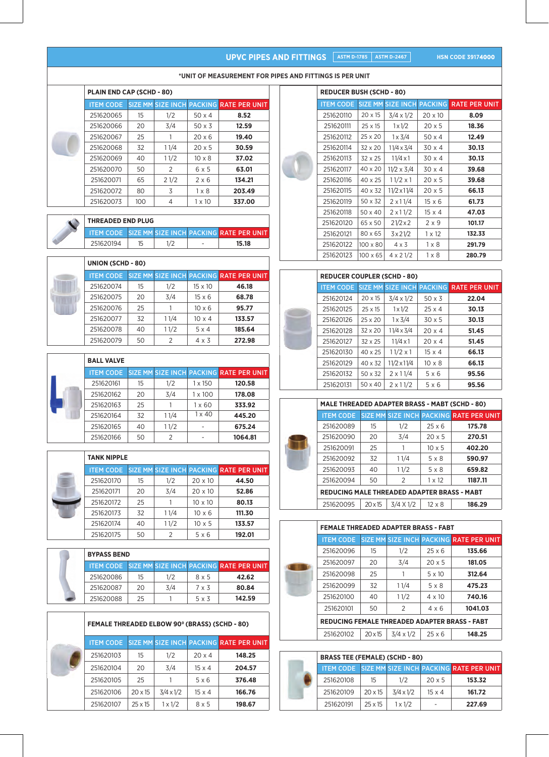## UPVC PIPES AND FITTINGS

ASTM D-1785 | ASTM D-2467

HSN CODE 39174000

*UNIT OF MEASUREMENT FOR PIPES AND FITTINGS IS PER UNIT

### PLAIN END CAP (SCHD - 80)

| ITEM CODE | SIZE MM | SIZE INCH | PACKING | RATE PER UNIT |
|---|---|---|---|---|
| 251620065 | 15 | 1/2 | 50 x 4 | **8.52** |
| 251620066 | 20 | 3/4 | 50 x 3 | **12.59** |
| 251620067 | 25 | 1 | 20 x 6 | **19.40** |
| 251620068 | 32 | 1 1/4 | 20 x 5 | **30.59** |
| 251620069 | 40 | 1 1/2 | 10 x 8 | **37.02** |
| 251620070 | 50 | 2 | 6 x 5 | **63.01** |
| 251620071 | 65 | 2 1/2 | 2 x 6 | **134.21** |
| 251620072 | 80 | 3 | 1 x 8 | **203.49** |
| 251620073 | 100 | 4 | 1 x 10 | **337.00** |

### THREADED END PLUG

| ITEM CODE | SIZE MM | SIZE INCH | PACKING | RATE PER UNIT |
|---|---|---|---|---|
| 251620194 | 15 | 1/2 | - | **15.18** |

### UNION (SCHD - 80)

| ITEM CODE | SIZE MM | SIZE INCH | PACKING | RATE PER UNIT |
|---|---|---|---|---|
| 251620074 | 15 | 1/2 | 15 x 10 | **46.18** |
| 251620075 | 20 | 3/4 | 15 x 6 | **68.78** |
| 251620076 | 25 | 1 | 10 x 6 | **95.77** |
| 251620077 | 32 | 1 1/4 | 10 x 4 | **133.57** |
| 251620078 | 40 | 1 1/2 | 5 x 4 | **185.64** |
| 251620079 | 50 | 2 | 4 x 3 | **272.98** |

### BALL VALVE

| ITEM CODE | SIZE MM | SIZE INCH | PACKING | RATE PER UNIT |
|---|---|---|---|---|
| 251620161 | 15 | 1/2 | 1 x 150 | **120.58** |
| 251620162 | 20 | 3/4 | 1 x 100 | **178.08** |
| 251620163 | 25 | 1 | 1 x 60 | **333.92** |
| 251620164 | 32 | 1 1/4 | 1 x 40 | **445.20** |
| 251620165 | 40 | 1 1/2 | - | **675.24** |
| 251620166 | 50 | 2 | - | **1064.81** |

### TANK NIPPLE

| ITEM CODE | SIZE MM | SIZE INCH | PACKING | RATE PER UNIT |
|---|---|---|---|---|
| 251620170 | 15 | 1/2 | 20 x 10 | **44.50** |
| 251620171 | 20 | 3/4 | 20 x 10 | **52.86** |
| 251620172 | 25 | 1 | 10 x 10 | **80.13** |
| 251620173 | 32 | 1 1/4 | 10 x 6 | **111.30** |
| 251620174 | 40 | 1 1/2 | 10 x 5 | **133.57** |
| 251620175 | 50 | 2 | 5 x 6 | **192.01** |

### BYPASS BEND

| ITEM CODE | SIZE MM | SIZE INCH | PACKING | RATE PER UNIT |
|---|---|---|---|---|
| 251620086 | 15 | 1/2 | 8 x 5 | **42.62** |
| 251620087 | 20 | 3/4 | 7 x 3 | **80.84** |
| 251620088 | 25 | 1 | 5 x 3 | **142.59** |

### FEMALE THREADED ELBOW 90° (BRASS) (SCHD - 80)

| ITEM CODE | SIZE MM | SIZE INCH | PACKING | RATE PER UNIT |
|---|---|---|---|---|
| 251620103 | 15 | 1/2 | 20 x 4 | **148.25** |
| 251620104 | 20 | 3/4 | 15 x 4 | **204.57** |
| 251620105 | 25 | 1 | 5 x 6 | **376.48** |
| 251620106 | 20 x 15 | 3/4 x 1/2 | 15 x 4 | **166.76** |
| 251620107 | 25 x 15 | 1 x 1/2 | 8 x 5 | **198.67** |

### REDUCER BUSH (SCHD - 80)

| ITEM CODE | SIZE MM | SIZE INCH | PACKING | RATE PER UNIT |
|---|---|---|---|---|
| 251620110 | 20 x 15 | 3/4 x 1/2 | 20 x 10 | **8.09** |
| 251620111 | 25 x 15 | 1 x 1/2 | 20 x 5 | **18.36** |
| 251620112 | 25 x 20 | 1 x 3/4 | 50 x 4 | **12.49** |
| 251620114 | 32 x 20 | 1 1/4 x 3/4 | 30 x 4 | **30.13** |
| 251620113 | 32 x 25 | 1 1/4 x 1 | 30 x 4 | **30.13** |
| 251620117 | 40 x 20 | 1 1/2 x 3/4 | 30 x 4 | **39.68** |
| 251620116 | 40 x 25 | 1 1/2 x 1 | 20 x 5 | **39.68** |
| 251620115 | 40 x 32 | 1 1/2 x 1 1/4 | 20 x 5 | **66.13** |
| 251620119 | 50 x 32 | 2 x 1 1/4 | 15 x 6 | **61.73** |
| 251620118 | 50 x 40 | 2 x 1 1/2 | 15 x 4 | **47.03** |
| 251620120 | 65 x 50 | 2 1/2 x 2 | 2 x 9 | **101.17** |
| 251620121 | 80 x 65 | 3 x 2 1/2 | 1 x 12 | **132.33** |
| 251620122 | 100 x 80 | 4 x 3 | 1 x 8 | **291.79** |
| 251620123 | 100 x 65 | 4 x 2 1/2 | 1 x 8 | **280.79** |

### REDUCER COUPLER (SCHD - 80)

| ITEM CODE | SIZE MM | SIZE INCH | PACKING | RATE PER UNIT |
|---|---|---|---|---|
| 251620124 | 20 x 15 | 3/4 x 1/2 | 50 x 3 | **22.04** |
| 251620125 | 25 x 15 | 1 x 1/2 | 25 x 4 | **30.13** |
| 251620126 | 25 x 20 | 1 x 3/4 | 30 x 5 | **30.13** |
| 251620128 | 32 x 20 | 1 1/4 x 3/4 | 20 x 4 | **51.45** |
| 251620127 | 32 x 25 | 1 1/4 x 1 | 20 x 4 | **51.45** |
| 251620130 | 40 x 25 | 1 1/2 x 1 | 15 x 4 | **66.13** |
| 251620129 | 40 x 32 | 1 1/2 x 1 1/4 | 10 x 8 | **66.13** |
| 251620132 | 50 x 32 | 2 x 1 1/4 | 5 x 6 | **95.56** |
| 251620131 | 50 x 40 | 2 x 1 1/2 | 5 x 6 | **95.56** |

### MALE THREADED ADAPTER BRASS - MABT (SCHD - 80)

| ITEM CODE | SIZE MM | SIZE INCH | PACKING | RATE PER UNIT |
|---|---|---|---|---|
| 251620089 | 15 | 1/2 | 25 x 6 | **175.78** |
| 251620090 | 20 | 3/4 | 20 x 5 | **270.51** |
| 251620091 | 25 | 1 | 10 x 5 | **402.20** |
| 251620092 | 32 | 1 1/4 | 5 x 8 | **590.97** |
| 251620093 | 40 | 1 1/2 | 5 x 8 | **659.82** |
| 251620094 | 50 | 2 | 1 x 12 | **1187.11** |
| **REDUCING MALE THREADED ADAPTER BRASS - MABT** | | | | |
| 251620095 | 20 x 15 | 3/4 X 1/2 | 12 x 8 | **186.29** |

### FEMALE THREADED ADAPTER BRASS - FABT

| ITEM CODE | SIZE MM | SIZE INCH | PACKING | RATE PER UNIT |
|---|---|---|---|---|
| 251620096 | 15 | 1/2 | 25 x 6 | **135.66** |
| 251620097 | 20 | 3/4 | 20 x 5 | **181.05** |
| 251620098 | 25 | 1 | 5 x 10 | **312.64** |
| 251620099 | 32 | 1 1/4 | 5 x 8 | **475.23** |
| 251620100 | 40 | 1 1/2 | 4 x 10 | **740.16** |
| 251620101 | 50 | 2 | 4 x 6 | **1041.03** |
| **REDUCING FEMALE THREADED ADAPTER BRASS - FABT** | | | | |
| 251620102 | 20 x 15 | 3/4 x 1/2 | 25 x 6 | **148.25** |

### BRASS TEE (FEMALE) (SCHD - 80)

| ITEM CODE | SIZE MM | SIZE INCH | PACKING | RATE PER UNIT |
|---|---|---|---|---|
| 251620108 | 15 | 1/2 | 20 x 5 | **153.32** |
| 251620109 | 20 x 15 | 3/4 x 1/2 | 15 x 4 | **161.72** |
| 251620191 | 25 x 15 | 1 x 1/2 | - | **227.69** |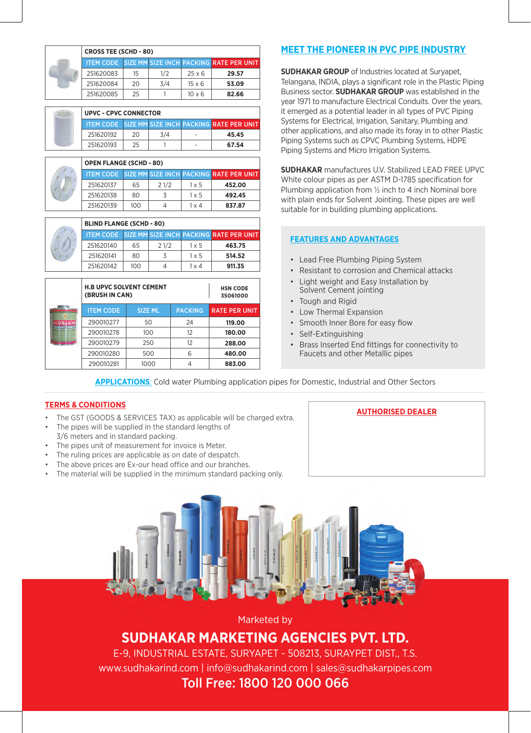### CROSS TEE (SCHD - 80)

| ITEM CODE | SIZE MM | SIZE INCH | PACKING | RATE PER UNIT |
|---|---|---|---|---|
| 251620083 | 15 | 1/2 | 25 x 6 | **29.57** |
| 251620084 | 20 | 3/4 | 15 x 6 | **53.09** |
| 251620085 | 25 | 1 | 10 x 6 | **82.66** |

### UPVC - CPVC CONNECTOR

| ITEM CODE | SIZE MM | SIZE INCH | PACKING | RATE PER UNIT |
|---|---|---|---|---|
| 251620192 | 20 | 3/4 | - | **45.45** |
| 251620193 | 25 | 1 | - | **67.54** |

### OPEN FLANGE (SCHD - 80)

| ITEM CODE | SIZE MM | SIZE INCH | PACKING | RATE PER UNIT |
|---|---|---|---|---|
| 251620137 | 65 | 2 1/2 | 1 x 5 | **452.00** |
| 251620138 | 80 | 3 | 1 x 5 | **492.45** |
| 251620139 | 100 | 4 | 1 x 4 | **837.87** |

### BLIND FLANGE (SCHD - 80)

| ITEM CODE | SIZE MM | SIZE INCH | PACKING | RATE PER UNIT |
|---|---|---|---|---|
| 251620140 | 65 | 2 1/2 | 1 x 5 | **463.75** |
| 251620141 | 80 | 3 | 1 x 5 | **514.52** |
| 251620142 | 100 | 4 | 1 x 4 | **911.35** |

### H.B UPVC SOLVENT CEMENT (BRUSH IN CAN)

HSN CODE 35061000

| ITEM CODE | SIZE ML | PACKING | RATE PER UNIT |
|---|---|---|---|
| 290010277 | 50 | 24 | **119.00** |
| 290010278 | 100 | 12 | **180.00** |
| 290010279 | 250 | 12 | **288.00** |
| 290010280 | 500 | 6 | **480.00** |
| 290010281 | 1000 | 4 | **883.00** |

## MEET THE PIONEER IN PVC PIPE INDUSTRY

**SUDHAKAR GROUP** of Industries located at Suryapet, Telangana, INDIA, plays a significant role in the Plastic Piping Business sector. **SUDHAKAR GROUP** was established in the year 1971 to manufacture Electrical Conduits. Over the years, it emerged as a potential leader in all types of PVC Piping Systems for Electrical, Irrigation, Sanitary, Plumbing and other applications, and also made its foray in to other Plastic Piping Systems such as CPVC Plumbing Systems, HDPE Piping Systems and Micro Irrigation Systems.

**SUDHAKAR** manufactures U.V. Stabilized LEAD FREE UPVC White colour pipes as per ASTM D-1785 specification for Plumbing application from ½ inch to 4 inch Nominal bore with plain ends for Solvent Jointing. These pipes are well suitable for in building plumbing applications.

### FEATURES AND ADVANTAGES

- Lead Free Plumbing Piping System
- Resistant to corrosion and Chemical attacks
- Light weight and Easy Installation by Solvent Cement jointing
- Tough and Rigid
- Low Thermal Expansion
- Smooth Inner Bore for easy flow
- Self-Extinguishing
- Brass Inserted End fittings for connectivity to Faucets and other Metallic pipes

**APPLICATIONS:** Cold water Plumbing application pipes for Domestic, Industrial and Other Sectors

### TERMS & CONDITIONS

- The GST (GOODS & SERVICES TAX) as applicable will be charged extra.
- The pipes will be supplied in the standard lengths of 3/6 meters and in standard packing.
- The pipes unit of measurement for invoice is Meter.
- The ruling prices are applicable as on date of despatch.
- The above prices are Ex-our head office and our branches.
- The material will be supplied in the minimum standard packing only.

### AUTHORISED DEALER

Marketed by

## SUDHAKAR MARKETING AGENCIES PVT. LTD.

E-9, INDUSTRIAL ESTATE, SURYAPET - 508213, SURAYPET DIST., T.S.

www.sudhakarind.com | info@sudhakarind.com | sales@sudhakarpipes.com

**Toll Free: 1800 120 000 066**